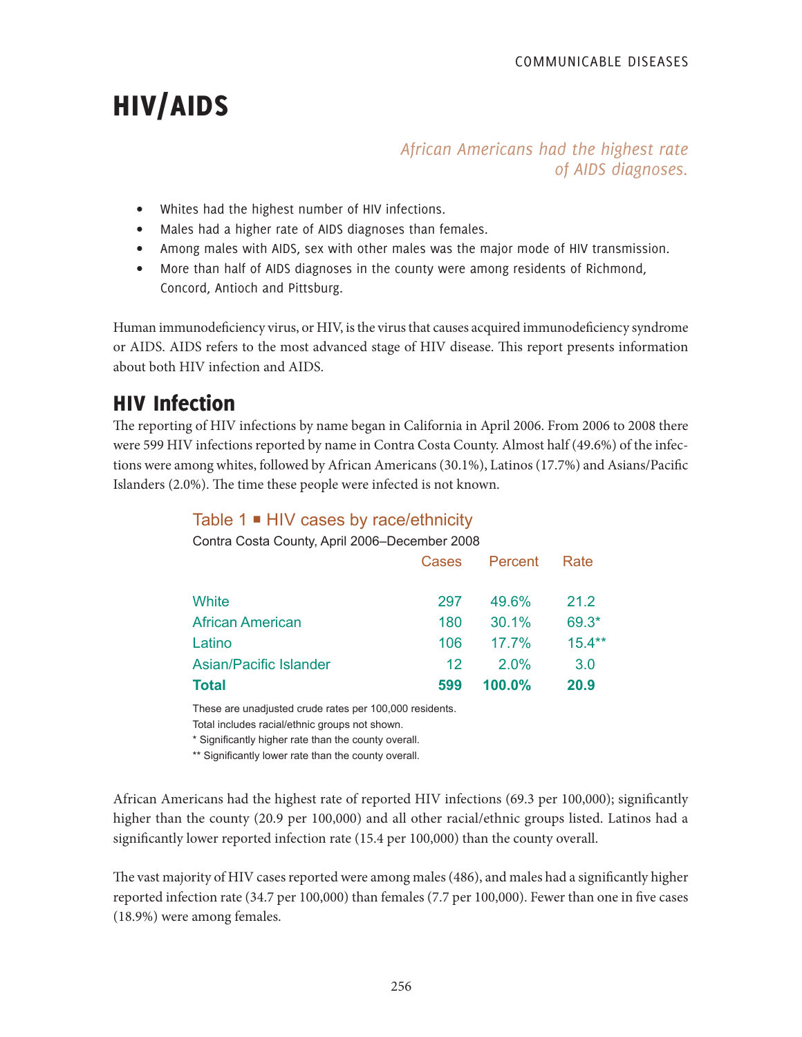# HIV/AIDS

*African Americans had the highest rate of AIDS diagnoses.*

- Whites had the highest number of HIV infections.
- Males had a higher rate of AIDS diagnoses than females.
- Among males with AIDS, sex with other males was the major mode of HIV transmission.
- More than half of AIDS diagnoses in the county were among residents of Richmond, Concord, Antioch and Pittsburg.

Human immunodeficiency virus, or HIV, is the virus that causes acquired immunodeficiency syndrome or AIDS. AIDS refers to the most advanced stage of HIV disease. This report presents information about both HIV infection and AIDS.

## HIV Infection

The reporting of HIV infections by name began in California in April 2006. From 2006 to 2008 there were 599 HIV infections reported by name in Contra Costa County. Almost half (49.6%) of the infections were among whites, followed by African Americans (30.1%), Latinos (17.7%) and Asians/Pacific Islanders (2.0%). The time these people were infected is not known.

### Table 1 ■ HIV cases by race/ethnicity

Contra Costa County, April 2006–December 2008

| | Cases | Percent | Rate |
|---|---|---|---|
| White | 297 | 49.6% | 21.2 |
| African American | 180 | 30.1% | 69.3* |
| Latino | 106 | 17.7% | 15.4** |
| Asian/Pacific Islander | 12 | 2.0% | 3.0 |
| **Total** | **599** | **100.0%** | **20.9** |

These are unadjusted crude rates per 100,000 residents.
Total includes racial/ethnic groups not shown.
* Significantly higher rate than the county overall.
** Significantly lower rate than the county overall.

African Americans had the highest rate of reported HIV infections (69.3 per 100,000); significantly higher than the county (20.9 per 100,000) and all other racial/ethnic groups listed. Latinos had a significantly lower reported infection rate (15.4 per 100,000) than the county overall.

The vast majority of HIV cases reported were among males (486), and males had a significantly higher reported infection rate (34.7 per 100,000) than females (7.7 per 100,000). Fewer than one in five cases (18.9%) were among females.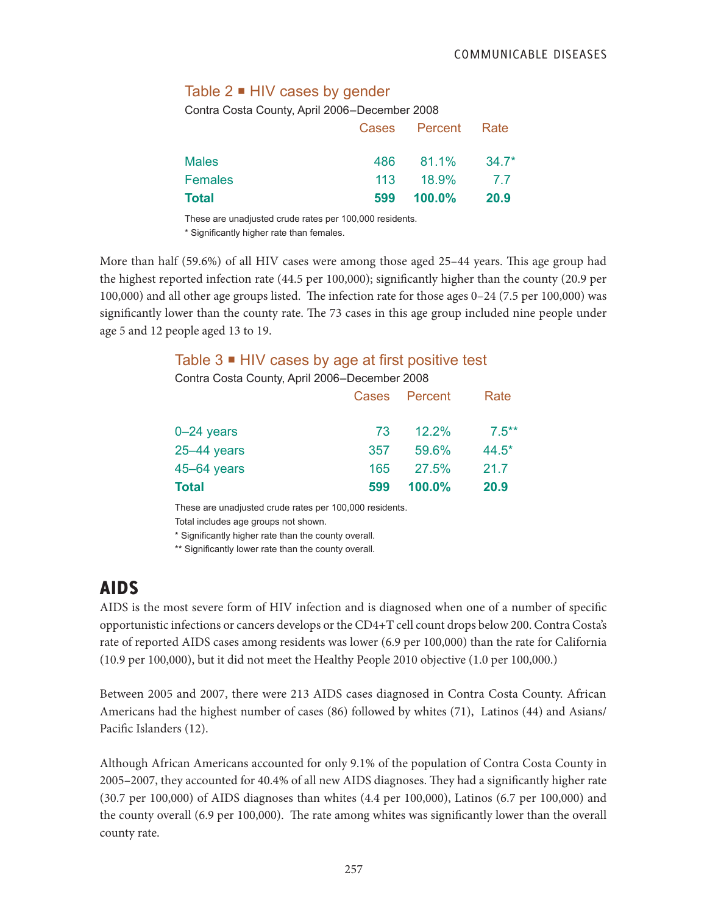### Table 2 ▪ HIV cases by gender

Contra Costa County, April 2006–December 2008

| | Cases | Percent | Rate |
|---|---|---|---|
| Males | 486 | 81.1% | 34.7* |
| Females | 113 | 18.9% | 7.7 |
| **Total** | **599** | **100.0%** | **20.9** |

These are unadjusted crude rates per 100,000 residents.
* Significantly higher rate than females.

More than half (59.6%) of all HIV cases were among those aged 25–44 years. This age group had the highest reported infection rate (44.5 per 100,000); significantly higher than the county (20.9 per 100,000) and all other age groups listed. The infection rate for those ages 0–24 (7.5 per 100,000) was significantly lower than the county rate. The 73 cases in this age group included nine people under age 5 and 12 people aged 13 to 19.

### Table 3 ▪ HIV cases by age at first positive test

Contra Costa County, April 2006–December 2008

| | Cases | Percent | Rate |
|---|---|---|---|
| 0–24 years | 73 | 12.2% | 7.5** |
| 25–44 years | 357 | 59.6% | 44.5* |
| 45–64 years | 165 | 27.5% | 21.7 |
| **Total** | **599** | **100.0%** | **20.9** |

These are unadjusted crude rates per 100,000 residents.
Total includes age groups not shown.
* Significantly higher rate than the county overall.
** Significantly lower rate than the county overall.

## AIDS

AIDS is the most severe form of HIV infection and is diagnosed when one of a number of specific opportunistic infections or cancers develops or the CD4+T cell count drops below 200. Contra Costa's rate of reported AIDS cases among residents was lower (6.9 per 100,000) than the rate for California (10.9 per 100,000), but it did not meet the Healthy People 2010 objective (1.0 per 100,000.)

Between 2005 and 2007, there were 213 AIDS cases diagnosed in Contra Costa County. African Americans had the highest number of cases (86) followed by whites (71), Latinos (44) and Asians/Pacific Islanders (12).

Although African Americans accounted for only 9.1% of the population of Contra Costa County in 2005–2007, they accounted for 40.4% of all new AIDS diagnoses. They had a significantly higher rate (30.7 per 100,000) of AIDS diagnoses than whites (4.4 per 100,000), Latinos (6.7 per 100,000) and the county overall (6.9 per 100,000). The rate among whites was significantly lower than the overall county rate.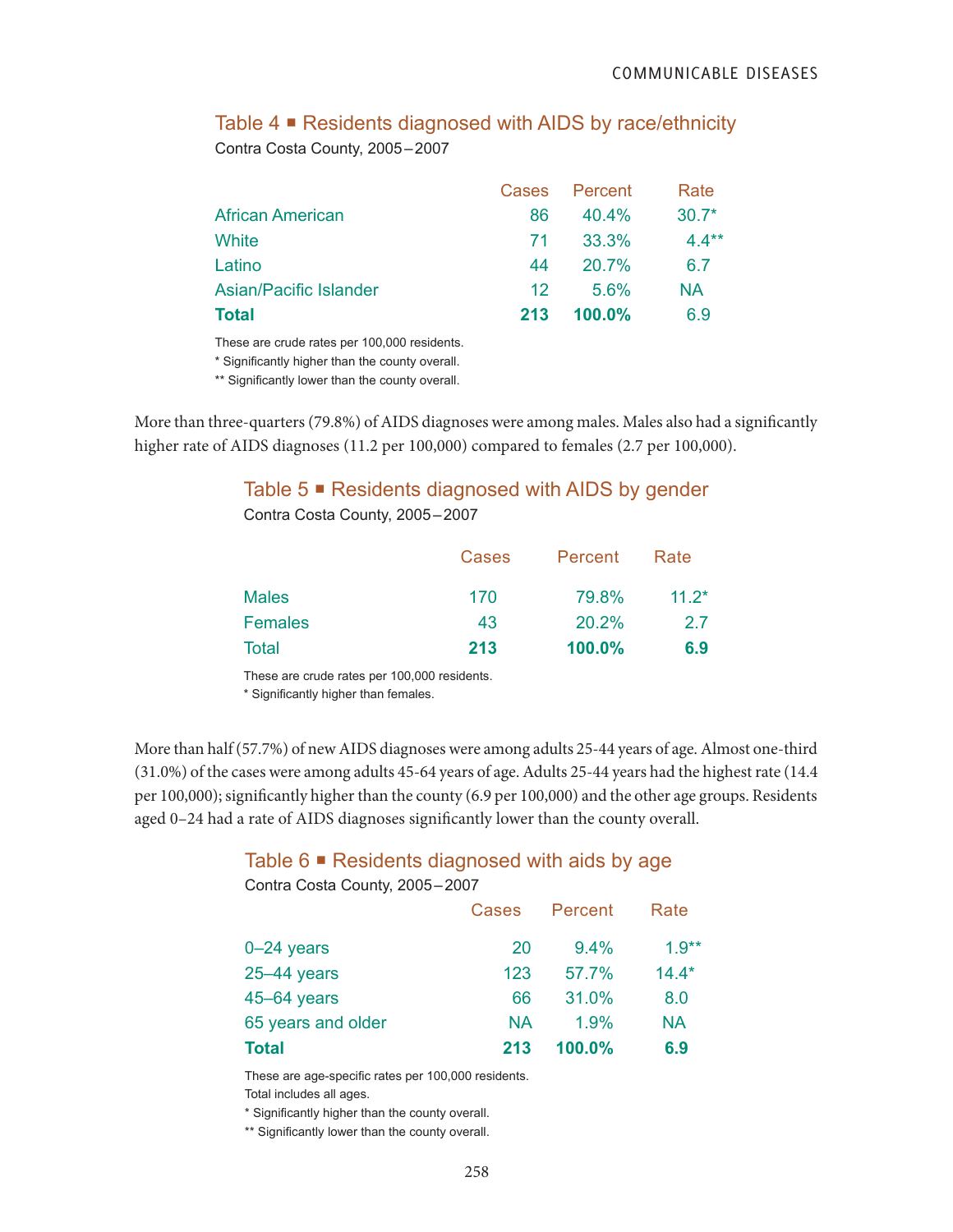### Table 4 ■ Residents diagnosed with AIDS by race/ethnicity

Contra Costa County, 2005–2007

| | Cases | Percent | Rate |
|---|---|---|---|
| African American | 86 | 40.4% | 30.7* |
| White | 71 | 33.3% | 4.4** |
| Latino | 44 | 20.7% | 6.7 |
| Asian/Pacific Islander | 12 | 5.6% | NA |
| **Total** | **213** | **100.0%** | 6.9 |

These are crude rates per 100,000 residents.
* Significantly higher than the county overall.
** Significantly lower than the county overall.

More than three-quarters (79.8%) of AIDS diagnoses were among males. Males also had a significantly higher rate of AIDS diagnoses (11.2 per 100,000) compared to females (2.7 per 100,000).

### Table 5 ■ Residents diagnosed with AIDS by gender

Contra Costa County, 2005–2007

| | Cases | Percent | Rate |
|---|---|---|---|
| Males | 170 | 79.8% | 11.2* |
| Females | 43 | 20.2% | 2.7 |
| Total | **213** | **100.0%** | **6.9** |

These are crude rates per 100,000 residents.
* Significantly higher than females.

More than half (57.7%) of new AIDS diagnoses were among adults 25-44 years of age. Almost one-third (31.0%) of the cases were among adults 45-64 years of age. Adults 25-44 years had the highest rate (14.4 per 100,000); significantly higher than the county (6.9 per 100,000) and the other age groups. Residents aged 0–24 had a rate of AIDS diagnoses significantly lower than the county overall.

### Table 6 ■ Residents diagnosed with aids by age

Contra Costa County, 2005–2007

| | Cases | Percent | Rate |
|---|---|---|---|
| 0–24 years | 20 | 9.4% | 1.9** |
| 25–44 years | 123 | 57.7% | 14.4* |
| 45–64 years | 66 | 31.0% | 8.0 |
| 65 years and older | NA | 1.9% | NA |
| **Total** | **213** | **100.0%** | **6.9** |

These are age-specific rates per 100,000 residents.
Total includes all ages.
* Significantly higher than the county overall.
** Significantly lower than the county overall.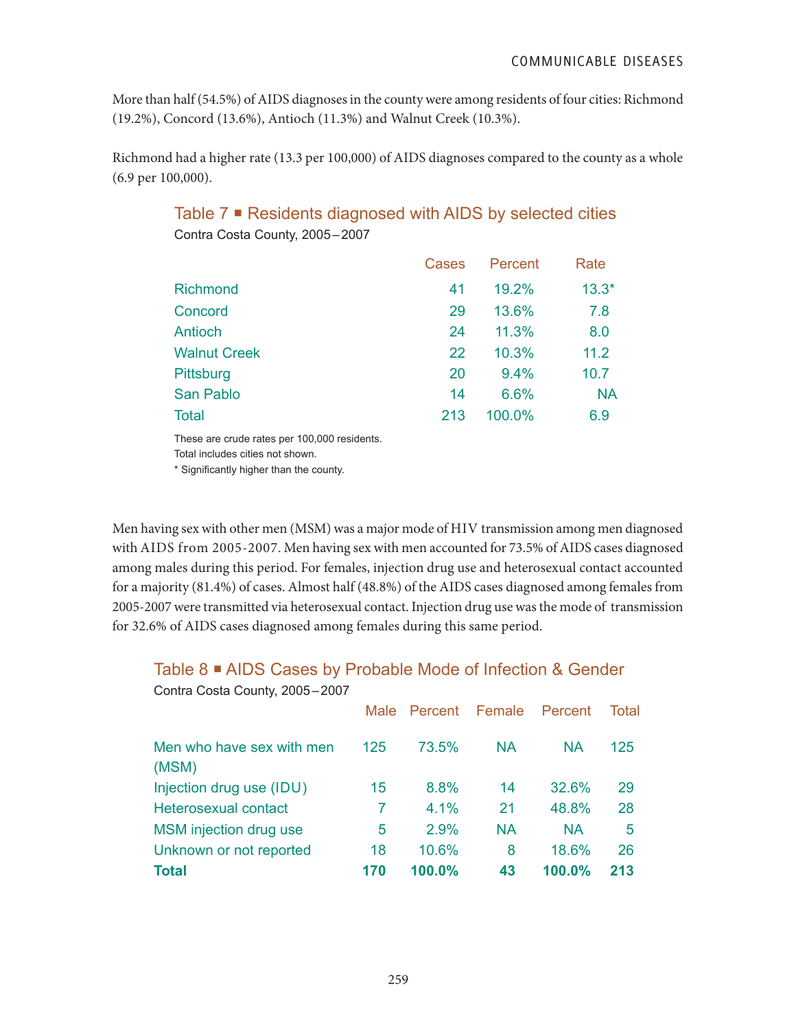More than half (54.5%) of AIDS diagnoses in the county were among residents of four cities: Richmond (19.2%), Concord (13.6%), Antioch (11.3%) and Walnut Creek (10.3%).

Richmond had a higher rate (13.3 per 100,000) of AIDS diagnoses compared to the county as a whole (6.9 per 100,000).

### Table 7 ■ Residents diagnosed with AIDS by selected cities

Contra Costa County, 2005–2007

| | Cases | Percent | Rate |
|---|---|---|---|
| Richmond | 41 | 19.2% | 13.3* |
| Concord | 29 | 13.6% | 7.8 |
| Antioch | 24 | 11.3% | 8.0 |
| Walnut Creek | 22 | 10.3% | 11.2 |
| Pittsburg | 20 | 9.4% | 10.7 |
| San Pablo | 14 | 6.6% | NA |
| Total | 213 | 100.0% | 6.9 |

These are crude rates per 100,000 residents.
Total includes cities not shown.
* Significantly higher than the county.

Men having sex with other men (MSM) was a major mode of HIV transmission among men diagnosed with AIDS from 2005-2007. Men having sex with men accounted for 73.5% of AIDS cases diagnosed among males during this period. For females, injection drug use and heterosexual contact accounted for a majority (81.4%) of cases. Almost half (48.8%) of the AIDS cases diagnosed among females from 2005-2007 were transmitted via heterosexual contact. Injection drug use was the mode of transmission for 32.6% of AIDS cases diagnosed among females during this same period.

### Table 8 ■ AIDS Cases by Probable Mode of Infection & Gender

Contra Costa County, 2005–2007

| | Male | Percent | Female | Percent | Total |
|---|---|---|---|---|---|
| Men who have sex with men (MSM) | 125 | 73.5% | NA | NA | 125 |
| Injection drug use (IDU) | 15 | 8.8% | 14 | 32.6% | 29 |
| Heterosexual contact | 7 | 4.1% | 21 | 48.8% | 28 |
| MSM injection drug use | 5 | 2.9% | NA | NA | 5 |
| Unknown or not reported | 18 | 10.6% | 8 | 18.6% | 26 |
| **Total** | **170** | **100.0%** | **43** | **100.0%** | **213** |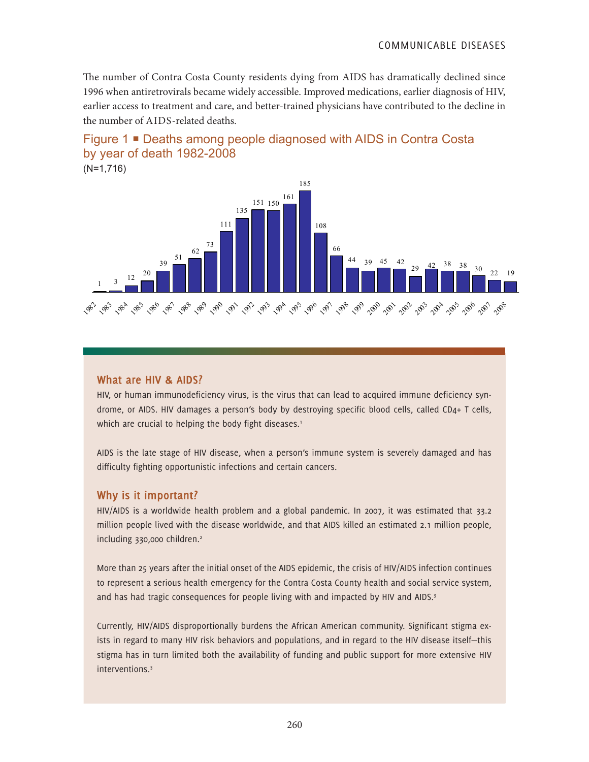The number of Contra Costa County residents dying from AIDS has dramatically declined since 1996 when antiretrovirals became widely accessible. Improved medications, earlier diagnosis of HIV, earlier access to treatment and care, and better-trained physicians have contributed to the decline in the number of AIDS-related deaths.

### Figure 1 ■ Deaths among people diagnosed with AIDS in Contra Costa by year of death 1982-2008

(N=1,716)

| Year | Deaths |
|---|---|
| 1982 | 1 |
| 1983 | 3 |
| 1984 | 12 |
| 1985 | 20 |
| 1986 | 39 |
| 1987 | 51 |
| 1988 | 62 |
| 1989 | 73 |
| 1990 | 111 |
| 1991 | 135 |
| 1992 | 151 |
| 1993 | 150 |
| 1994 | 161 |
| 1995 | 185 |
| 1996 | 108 |
| 1997 | 66 |
| 1998 | 44 |
| 1999 | 39 |
| 2000 | 45 |
| 2001 | 42 |
| 2002 | 29 |
| 2003 | 42 |
| 2004 | 38 |
| 2005 | 38 |
| 2006 | 30 |
| 2007 | 22 |
| 2008 | 19 |

## What are HIV & AIDS?

HIV, or human immunodeficiency virus, is the virus that can lead to acquired immune deficiency syndrome, or AIDS. HIV damages a person's body by destroying specific blood cells, called CD4+ T cells, which are crucial to helping the body fight diseases.[1]

AIDS is the late stage of HIV disease, when a person's immune system is severely damaged and has difficulty fighting opportunistic infections and certain cancers.

## Why is it important?

HIV/AIDS is a worldwide health problem and a global pandemic. In 2007, it was estimated that 33.2 million people lived with the disease worldwide, and that AIDS killed an estimated 2.1 million people, including 330,000 children.[2]

More than 25 years after the initial onset of the AIDS epidemic, the crisis of HIV/AIDS infection continues to represent a serious health emergency for the Contra Costa County health and social service system, and has had tragic consequences for people living with and impacted by HIV and AIDS.[3]

Currently, HIV/AIDS disproportionally burdens the African American community. Significant stigma exists in regard to many HIV risk behaviors and populations, and in regard to the HIV disease itself—this stigma has in turn limited both the availability of funding and public support for more extensive HIV interventions.[3]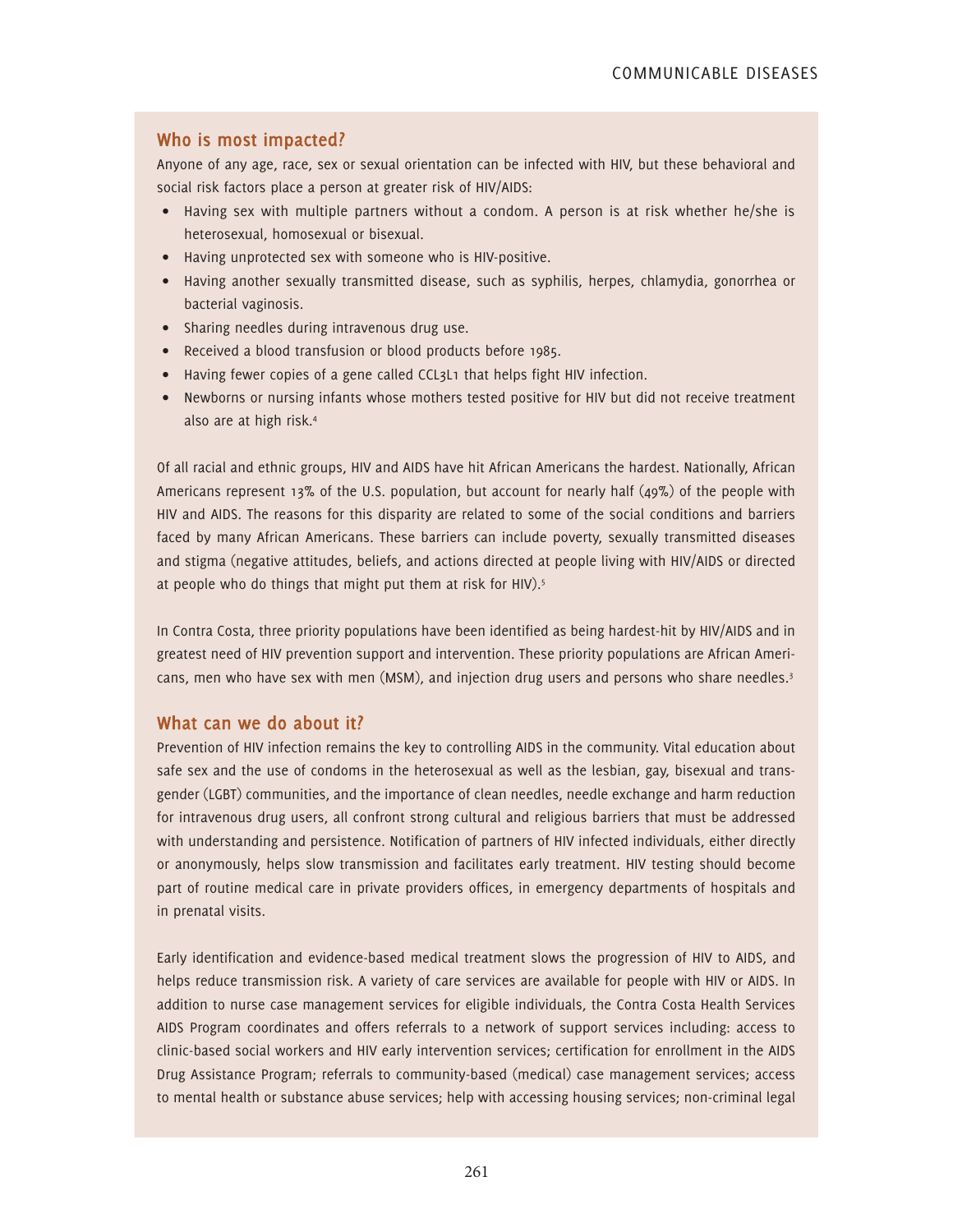## Who is most impacted?

Anyone of any age, race, sex or sexual orientation can be infected with HIV, but these behavioral and social risk factors place a person at greater risk of HIV/AIDS:

- Having sex with multiple partners without a condom. A person is at risk whether he/she is heterosexual, homosexual or bisexual.
- Having unprotected sex with someone who is HIV-positive.
- Having another sexually transmitted disease, such as syphilis, herpes, chlamydia, gonorrhea or bacterial vaginosis.
- Sharing needles during intravenous drug use.
- Received a blood transfusion or blood products before 1985.
- Having fewer copies of a gene called CCL3L1 that helps fight HIV infection.
- Newborns or nursing infants whose mothers tested positive for HIV but did not receive treatment also are at high risk.[4]

Of all racial and ethnic groups, HIV and AIDS have hit African Americans the hardest. Nationally, African Americans represent 13% of the U.S. population, but account for nearly half (49%) of the people with HIV and AIDS. The reasons for this disparity are related to some of the social conditions and barriers faced by many African Americans. These barriers can include poverty, sexually transmitted diseases and stigma (negative attitudes, beliefs, and actions directed at people living with HIV/AIDS or directed at people who do things that might put them at risk for HIV).[5]

In Contra Costa, three priority populations have been identified as being hardest-hit by HIV/AIDS and in greatest need of HIV prevention support and intervention. These priority populations are African Americans, men who have sex with men (MSM), and injection drug users and persons who share needles.[3]

## What can we do about it?

Prevention of HIV infection remains the key to controlling AIDS in the community. Vital education about safe sex and the use of condoms in the heterosexual as well as the lesbian, gay, bisexual and transgender (LGBT) communities, and the importance of clean needles, needle exchange and harm reduction for intravenous drug users, all confront strong cultural and religious barriers that must be addressed with understanding and persistence. Notification of partners of HIV infected individuals, either directly or anonymously, helps slow transmission and facilitates early treatment. HIV testing should become part of routine medical care in private providers offices, in emergency departments of hospitals and in prenatal visits.

Early identification and evidence-based medical treatment slows the progression of HIV to AIDS, and helps reduce transmission risk. A variety of care services are available for people with HIV or AIDS. In addition to nurse case management services for eligible individuals, the Contra Costa Health Services AIDS Program coordinates and offers referrals to a network of support services including: access to clinic-based social workers and HIV early intervention services; certification for enrollment in the AIDS Drug Assistance Program; referrals to community-based (medical) case management services; access to mental health or substance abuse services; help with accessing housing services; non-criminal legal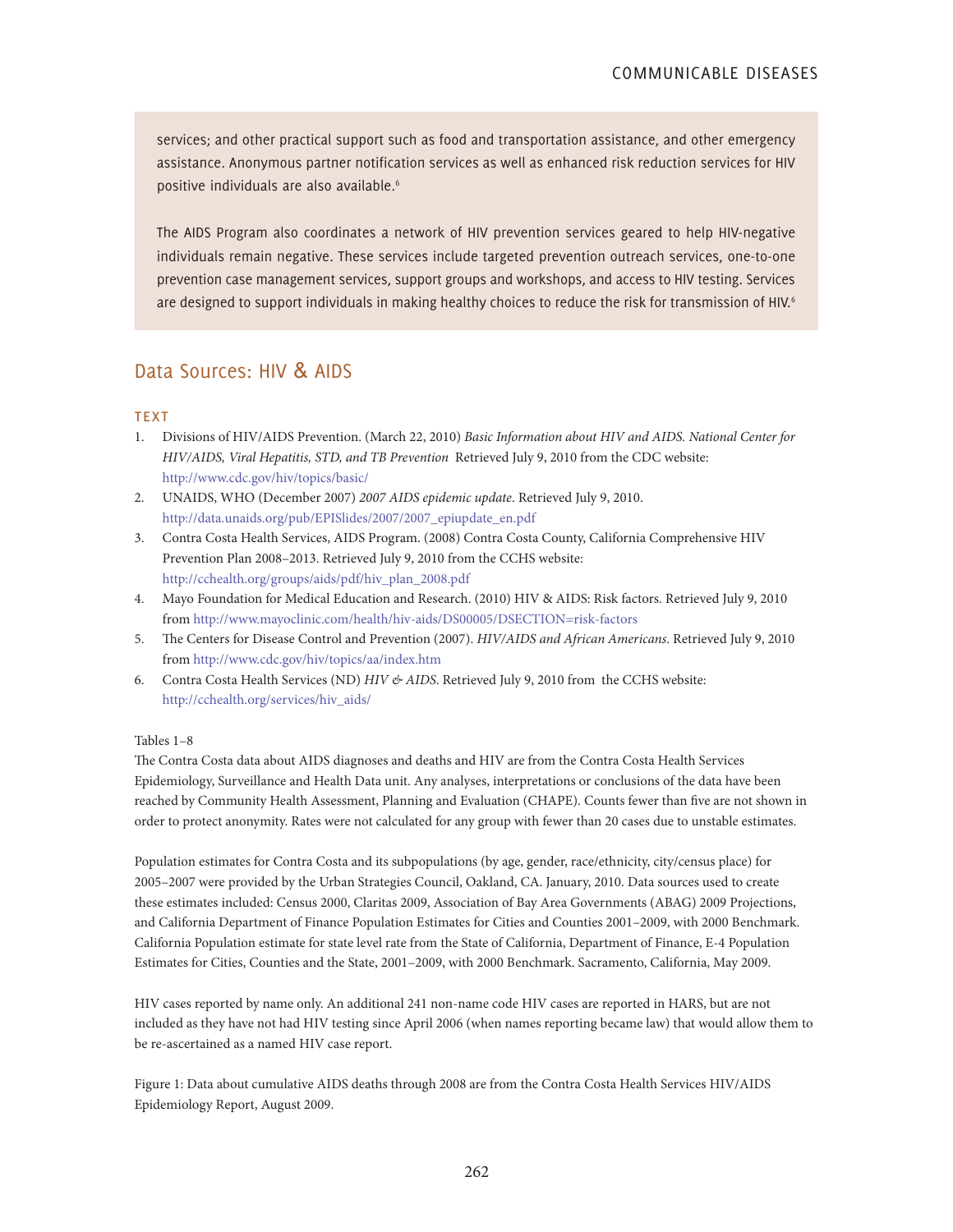services; and other practical support such as food and transportation assistance, and other emergency assistance. Anonymous partner notification services as well as enhanced risk reduction services for HIV positive individuals are also available.[6]

The AIDS Program also coordinates a network of HIV prevention services geared to help HIV-negative individuals remain negative. These services include targeted prevention outreach services, one-to-one prevention case management services, support groups and workshops, and access to HIV testing. Services are designed to support individuals in making healthy choices to reduce the risk for transmission of HIV.[6]

## Data Sources: HIV & AIDS

### TEXT

1. Divisions of HIV/AIDS Prevention. (March 22, 2010) *Basic Information about HIV and AIDS. National Center for HIV/AIDS, Viral Hepatitis, STD, and TB Prevention* Retrieved July 9, 2010 from the CDC website: http://www.cdc.gov/hiv/topics/basic/
2. UNAIDS, WHO (December 2007) *2007 AIDS epidemic update*. Retrieved July 9, 2010. http://data.unaids.org/pub/EPISlides/2007/2007_epiupdate_en.pdf
3. Contra Costa Health Services, AIDS Program. (2008) Contra Costa County, California Comprehensive HIV Prevention Plan 2008–2013. Retrieved July 9, 2010 from the CCHS website: http://cchealth.org/groups/aids/pdf/hiv_plan_2008.pdf
4. Mayo Foundation for Medical Education and Research. (2010) HIV & AIDS: Risk factors. Retrieved July 9, 2010 from http://www.mayoclinic.com/health/hiv-aids/DS00005/DSECTION=risk-factors
5. The Centers for Disease Control and Prevention (2007). *HIV/AIDS and African Americans*. Retrieved July 9, 2010 from http://www.cdc.gov/hiv/topics/aa/index.htm
6. Contra Costa Health Services (ND) *HIV & AIDS*. Retrieved July 9, 2010 from the CCHS website: http://cchealth.org/services/hiv_aids/

Tables 1–8

The Contra Costa data about AIDS diagnoses and deaths and HIV are from the Contra Costa Health Services Epidemiology, Surveillance and Health Data unit. Any analyses, interpretations or conclusions of the data have been reached by Community Health Assessment, Planning and Evaluation (CHAPE). Counts fewer than five are not shown in order to protect anonymity. Rates were not calculated for any group with fewer than 20 cases due to unstable estimates.

Population estimates for Contra Costa and its subpopulations (by age, gender, race/ethnicity, city/census place) for 2005–2007 were provided by the Urban Strategies Council, Oakland, CA. January, 2010. Data sources used to create these estimates included: Census 2000, Claritas 2009, Association of Bay Area Governments (ABAG) 2009 Projections, and California Department of Finance Population Estimates for Cities and Counties 2001–2009, with 2000 Benchmark. California Population estimate for state level rate from the State of California, Department of Finance, E-4 Population Estimates for Cities, Counties and the State, 2001–2009, with 2000 Benchmark. Sacramento, California, May 2009.

HIV cases reported by name only. An additional 241 non-name code HIV cases are reported in HARS, but are not included as they have not had HIV testing since April 2006 (when names reporting became law) that would allow them to be re-ascertained as a named HIV case report.

Figure 1: Data about cumulative AIDS deaths through 2008 are from the Contra Costa Health Services HIV/AIDS Epidemiology Report, August 2009.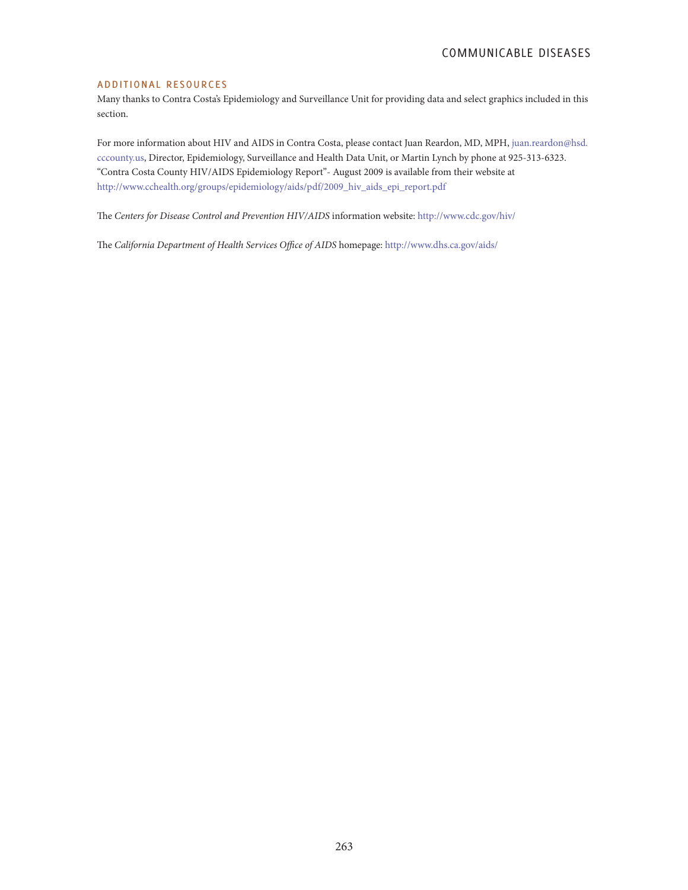## ADDITIONAL RESOURCES

Many thanks to Contra Costa's Epidemiology and Surveillance Unit for providing data and select graphics included in this section.

For more information about HIV and AIDS in Contra Costa, please contact Juan Reardon, MD, MPH, juan.reardon@hsd.cccounty.us, Director, Epidemiology, Surveillance and Health Data Unit, or Martin Lynch by phone at 925-313-6323. "Contra Costa County HIV/AIDS Epidemiology Report"- August 2009 is available from their website at http://www.cchealth.org/groups/epidemiology/aids/pdf/2009_hiv_aids_epi_report.pdf

The *Centers for Disease Control and Prevention HIV/AIDS* information website: http://www.cdc.gov/hiv/

The *California Department of Health Services Office of AIDS* homepage: http://www.dhs.ca.gov/aids/